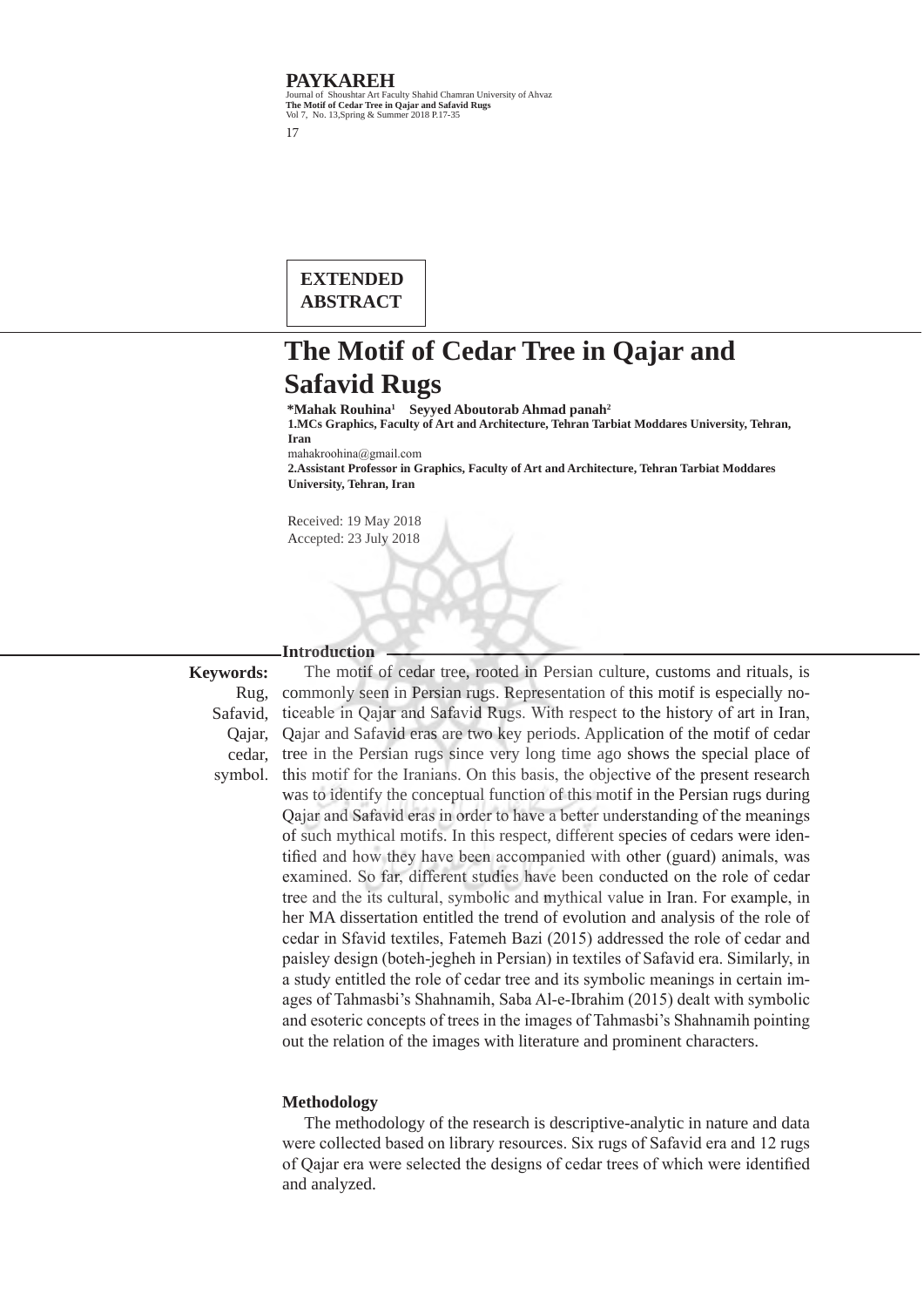EXTENDED ABSTRACT

# The Motif of Cedar Tree in Qajar and Safavid Rugs

**\*Mahak Rouhina[1] Seyyed Aboutorab Ahmad panah[2]**

**1.MCs Graphics, Faculty of Art and Architecture, Tehran Tarbiat Moddares University, Tehran, Iran**

mahakroohina@gmail.com

**2.Assistant Professor in Graphics, Faculty of Art and Architecture, Tehran Tarbiat Moddares University, Tehran, Iran**

Received: 19 May 2018
Accepted: 23 July 2018

**Keywords:** Rug, Safavid, Qajar, cedar, symbol.

## Introduction

The motif of cedar tree, rooted in Persian culture, customs and rituals, is commonly seen in Persian rugs. Representation of this motif is especially noticeable in Qajar and Safavid Rugs. With respect to the history of art in Iran, Qajar and Safavid eras are two key periods. Application of the motif of cedar tree in the Persian rugs since very long time ago shows the special place of this motif for the Iranians. On this basis, the objective of the present research was to identify the conceptual function of this motif in the Persian rugs during Qajar and Safavid eras in order to have a better understanding of the meanings of such mythical motifs. In this respect, different species of cedars were identified and how they have been accompanied with other (guard) animals, was examined. So far, different studies have been conducted on the role of cedar tree and the its cultural, symbolic and mythical value in Iran. For example, in her MA dissertation entitled the trend of evolution and analysis of the role of cedar in Sfavid textiles, Fatemeh Bazi (2015) addressed the role of cedar and paisley design (boteh-jegheh in Persian) in textiles of Safavid era. Similarly, in a study entitled the role of cedar tree and its symbolic meanings in certain images of Tahmasbi's Shahnamih, Saba Al-e-Ibrahim (2015) dealt with symbolic and esoteric concepts of trees in the images of Tahmasbi's Shahnamih pointing out the relation of the images with literature and prominent characters.

## Methodology

The methodology of the research is descriptive-analytic in nature and data were collected based on library resources. Six rugs of Safavid era and 12 rugs of Qajar era were selected the designs of cedar trees of which were identified and analyzed.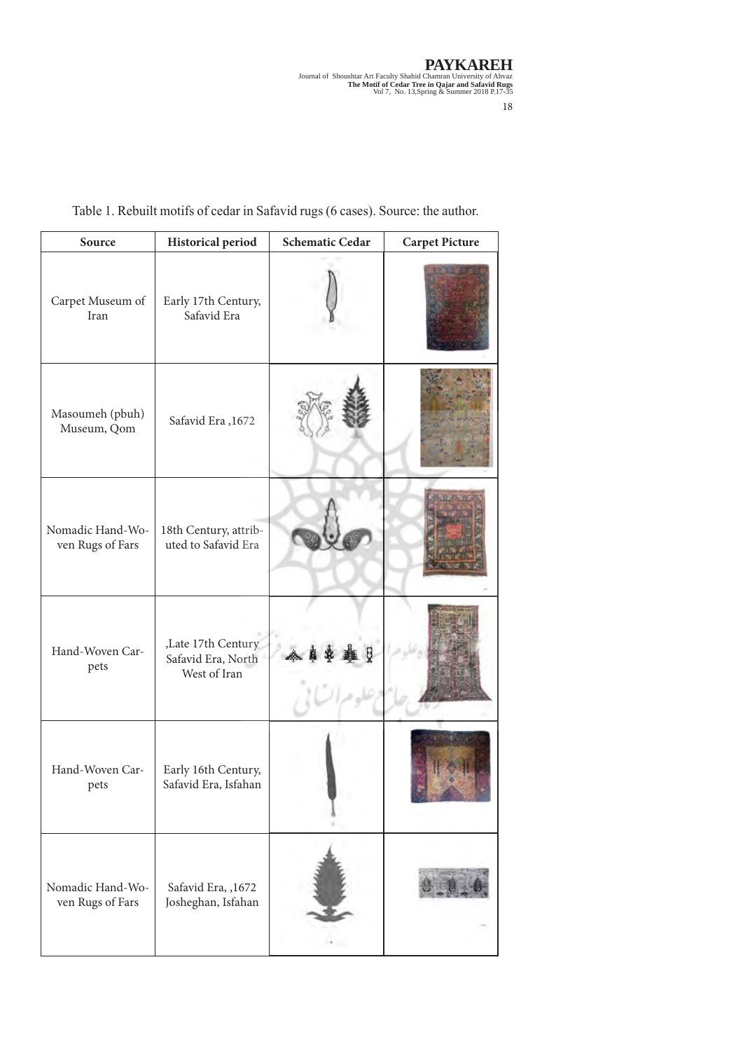Table 1. Rebuilt motifs of cedar in Safavid rugs (6 cases). Source: the author.

| Source | Historical period | Schematic Cedar | Carpet Picture |
|---|---|---|---|
| Carpet Museum of Iran | Early 17th Century, Safavid Era | | |
| Masoumeh (pbuh) Museum, Qom | Safavid Era ,1672 | | |
| Nomadic Hand-Woven Rugs of Fars | 18th Century, attributed to Safavid Era | | |
| Hand-Woven Carpets | ,Late 17th Century Safavid Era, North West of Iran | | |
| Hand-Woven Carpets | Early 16th Century, Safavid Era, Isfahan | | |
| Nomadic Hand-Woven Rugs of Fars | Safavid Era, ,1672 Josheghan, Isfahan | | |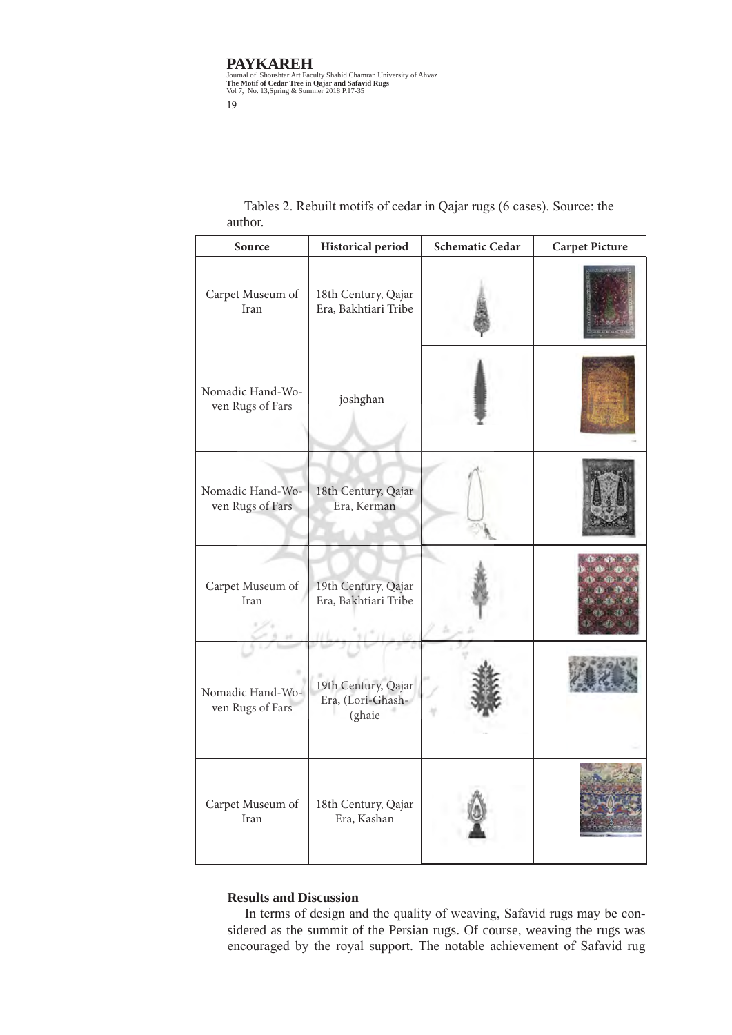Tables 2. Rebuilt motifs of cedar in Qajar rugs (6 cases). Source: the author.

| Source | Historical period | Schematic Cedar | Carpet Picture |
|---|---|---|---|
| Carpet Museum of Iran | 18th Century, Qajar Era, Bakhtiari Tribe | | |
| Nomadic Hand-Woven Rugs of Fars | joshghan | | |
| Nomadic Hand-Woven Rugs of Fars | 18th Century, Qajar Era, Kerman | | |
| Carpet Museum of Iran | 19th Century, Qajar Era, Bakhtiari Tribe | | |
| Nomadic Hand-Woven Rugs of Fars | 19th Century, Qajar Era, (Lori-Ghash-(ghaie | | |
| Carpet Museum of Iran | 18th Century, Qajar Era, Kashan | | |

## Results and Discussion

In terms of design and the quality of weaving, Safavid rugs may be considered as the summit of the Persian rugs. Of course, weaving the rugs was encouraged by the royal support. The notable achievement of Safavid rug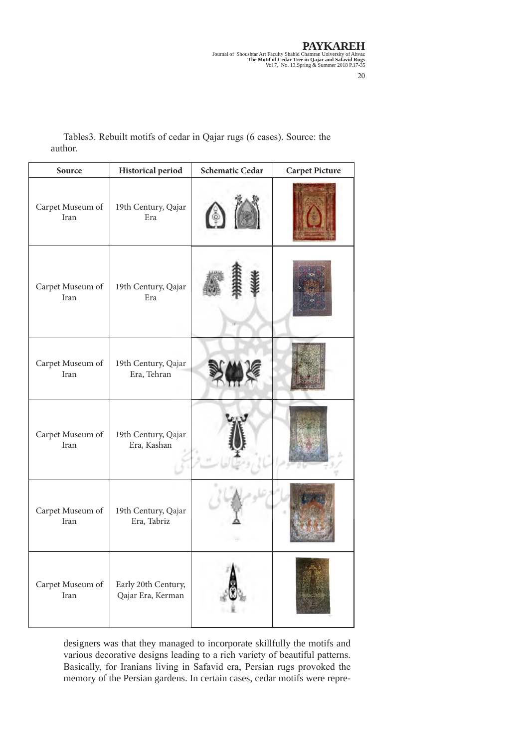Tables3. Rebuilt motifs of cedar in Qajar rugs (6 cases). Source: the author.

| Source | Historical period | Schematic Cedar | Carpet Picture |
|---|---|---|---|
| Carpet Museum of Iran | 19th Century, Qajar Era | | |
| Carpet Museum of Iran | 19th Century, Qajar Era | | |
| Carpet Museum of Iran | 19th Century, Qajar Era, Tehran | | |
| Carpet Museum of Iran | 19th Century, Qajar Era, Kashan | | |
| Carpet Museum of Iran | 19th Century, Qajar Era, Tabriz | | |
| Carpet Museum of Iran | Early 20th Century, Qajar Era, Kerman | | |

designers was that they managed to incorporate skillfully the motifs and various decorative designs leading to a rich variety of beautiful patterns. Basically, for Iranians living in Safavid era, Persian rugs provoked the memory of the Persian gardens. In certain cases, cedar motifs were repre-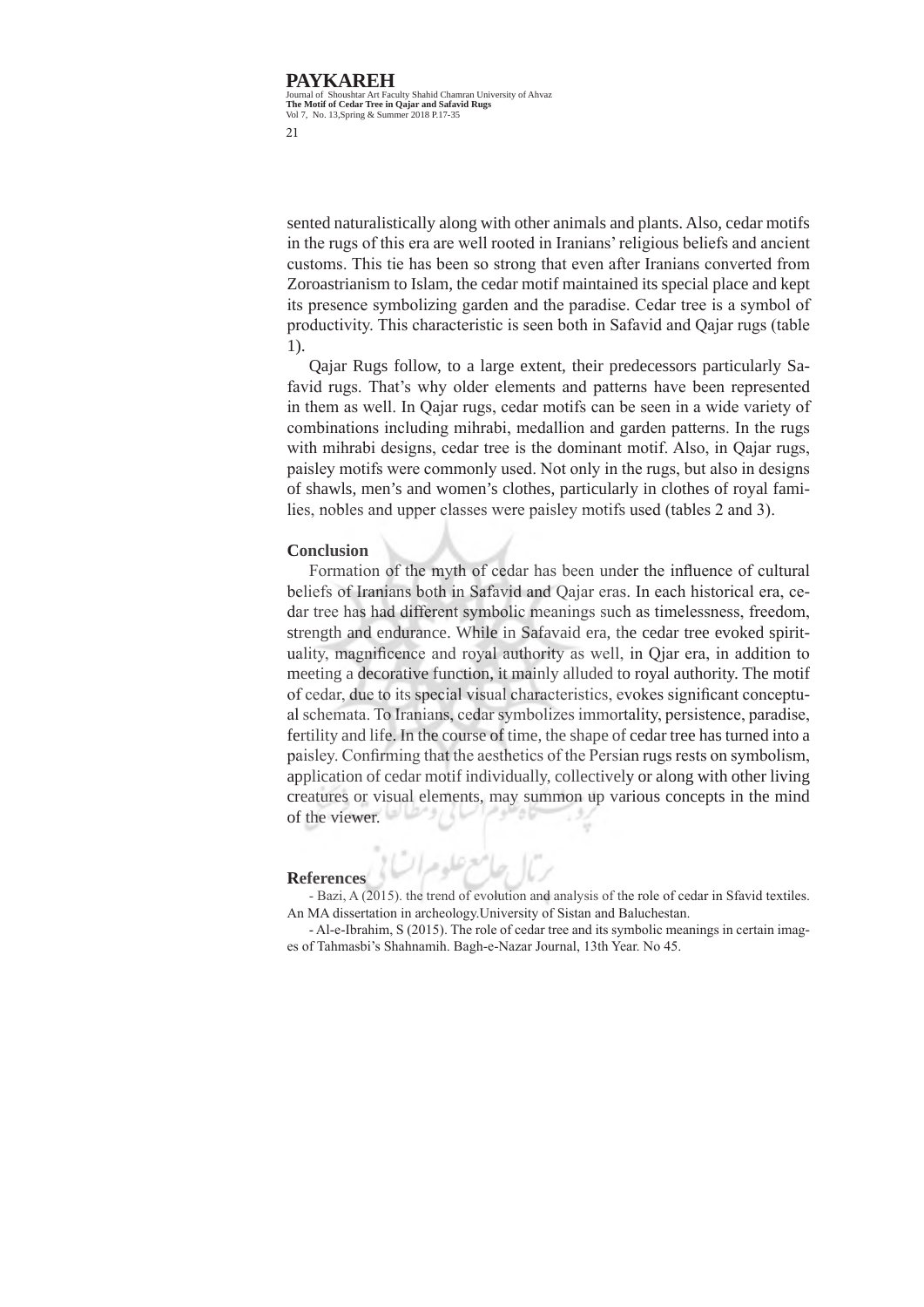sented naturalistically along with other animals and plants. Also, cedar motifs in the rugs of this era are well rooted in Iranians' religious beliefs and ancient customs. This tie has been so strong that even after Iranians converted from Zoroastrianism to Islam, the cedar motif maintained its special place and kept its presence symbolizing garden and the paradise. Cedar tree is a symbol of productivity. This characteristic is seen both in Safavid and Qajar rugs (table 1).

Qajar Rugs follow, to a large extent, their predecessors particularly Safavid rugs. That's why older elements and patterns have been represented in them as well. In Qajar rugs, cedar motifs can be seen in a wide variety of combinations including mihrabi, medallion and garden patterns. In the rugs with mihrabi designs, cedar tree is the dominant motif. Also, in Qajar rugs, paisley motifs were commonly used. Not only in the rugs, but also in designs of shawls, men's and women's clothes, particularly in clothes of royal families, nobles and upper classes were paisley motifs used (tables 2 and 3).

**Conclusion**

Formation of the myth of cedar has been under the influence of cultural beliefs of Iranians both in Safavid and Qajar eras. In each historical era, cedar tree has had different symbolic meanings such as timelessness, freedom, strength and endurance. While in Safavaid era, the cedar tree evoked spirituality, magnificence and royal authority as well, in Qjar era, in addition to meeting a decorative function, it mainly alluded to royal authority. The motif of cedar, due to its special visual characteristics, evokes significant conceptual schemata. To Iranians, cedar symbolizes immortality, persistence, paradise, fertility and life. In the course of time, the shape of cedar tree has turned into a paisley. Confirming that the aesthetics of the Persian rugs rests on symbolism, application of cedar motif individually, collectively or along with other living creatures or visual elements, may summon up various concepts in the mind of the viewer.

**References**

- Bazi, A (2015). the trend of evolution and analysis of the role of cedar in Sfavid textiles. An MA dissertation in archeology.University of Sistan and Baluchestan.

- Al-e-Ibrahim, S (2015). The role of cedar tree and its symbolic meanings in certain images of Tahmasbi's Shahnamih. Bagh-e-Nazar Journal, 13th Year. No 45.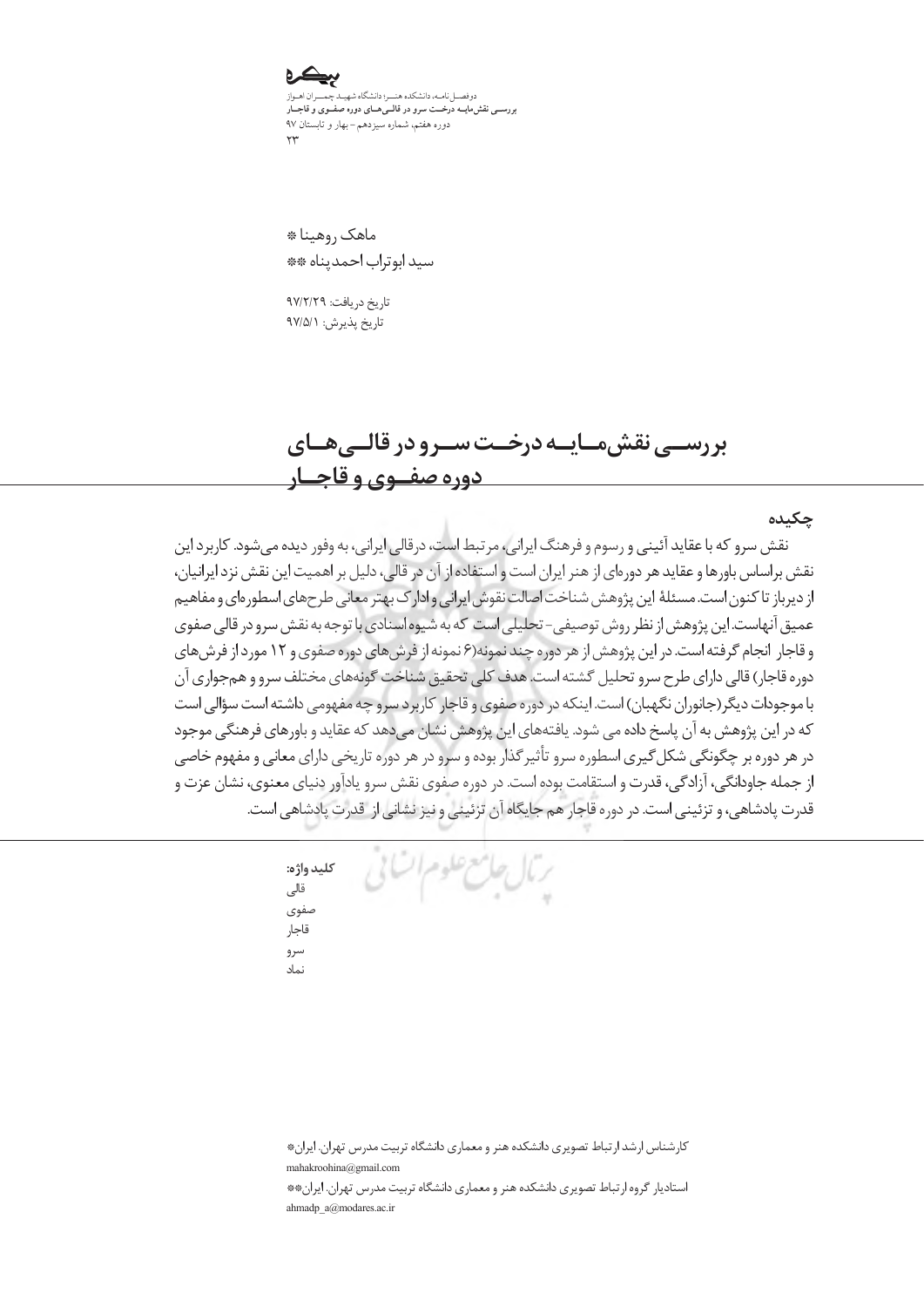ماهک روهینا *

سید ابوتراب احمدپناه **

تاریخ دریافت: ۹۷/۲/۲۹

تاریخ پذیرش: ۹۷/۵/۱

# بررسی نقش‌مایه درخت سرو در قالی‌های دوره صفوی و قاجار

## چکیده

نقش سرو که با عقاید آئینی و رسوم و فرهنگ ایرانی، مرتبط است، درقالی ایرانی، به وفور دیده می‌شود. کاربرد این نقش براساس باورها و عقاید هر دوره‌ای از هنر ایران است و استفاده از آن در قالی، دلیل بر اهمیت این نقش نزد ایرانیان، از دیرباز تا کنون است. مسئلهٔ این پژوهش شناخت اصالت نقوش ایرانی و ادارک بهتر معانی طرح‌های اسطوره‌ای و مفاهیم عمیق آنهاست. این پژوهش از نظر روش توصیفی- تحلیلی است که به شیوه اسنادی با توجه به نقش سرو در قالی صفوی و قاجار انجام گرفته است. در این پژوهش از هر دوره چند نمونه نمونه(۶ نمونه از فرش‌های دوره صفوی و ۱۲ مورد از فرش‌های دوره قاجار) قالی دارای طرح سرو تحلیل گشته است. هدف کلی تحقیق شناخت گونه‌های مختلف سرو و هم‌جواری آن با موجودات دیگر(جانوران نگهبان) است. اینکه در دوره صفوی و قاجار کاربرد سرو چه مفهومی داشته است سؤالی است که در این پژوهش به آن پاسخ داده می شود. یافته‌های این پژوهش نشان می‌دهد که عقاید و باورهای فرهنگی موجود در هر دوره بر چگونگی شکل‌گیری اسطوره سرو تأثیرگذار بوده و سرو در هر دوره تاریخی دارای معانی و مفهوم خاصی از جمله جاودانگی، آزادگی، قدرت و استقامت بوده است. در دوره صفوی نقش سرو یادآور دنیای معنوی، نشان عزت و قدرت پادشاهی، و تزئینی است. در دوره قاجار هم جایگاه آن تزئینی و نیز نشانی از قدرت پادشاهی است.

**کلید واژه:**

قالی

صفوی

قاجار

سرو

نماد

---

*کارشناس ارشد ارتباط تصویری دانشکده هنر و معماری دانشگاه تربیت مدرس تهران. ایران

mahakroohina@gmail.com

**استادیار گروه ارتباط تصویری دانشکده هنر و معماری دانشگاه تربیت مدرس تهران. ایران

ahmadp_a@modares.ac.ir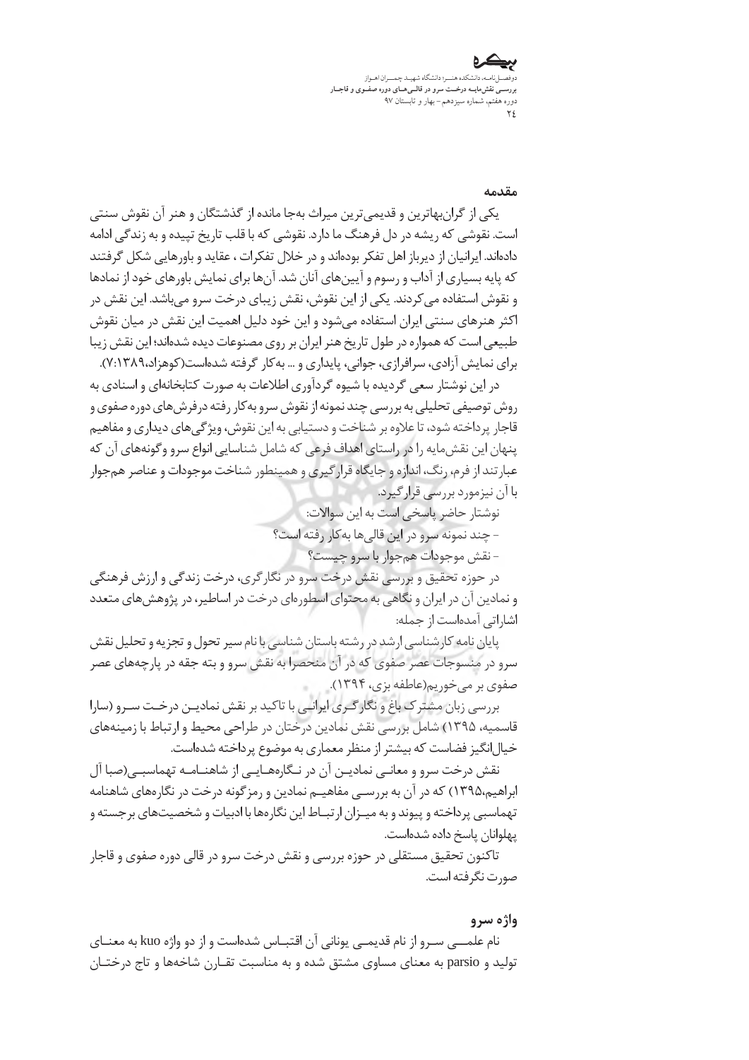## مقدمه

یکی از گران‌بهاترین و قدیمی‌ترین میراث به‌جا مانده از گذشتگان و هنر آن نقوش سنتی است. نقوشی که ریشه در دل فرهنگ ما دارد. نقوشی که با قلب تاریخ تپیده و به زندگی ادامه داده‌اند. ایرانیان از دیرباز اهل تفکر بوده‌اند و در خلال تفکرات ، عقاید و باورهایی شکل گرفتند که پایه بسیاری از آداب و رسوم و آیین‌های آنان شد. آن‌ها برای نمایش باورهای خود از نمادها و نقوش استفاده می‌کردند. یکی از این نقوش، نقش زیبای درخت سرو می‌باشد. این نقش در اکثر هنرهای سنتی ایران استفاده می‌شود و این خود دلیل اهمیت این نقش در میان نقوش طبیعی است که همواره در طول تاریخ هنر ایران بر روی مصنوعات دیده شده‌اند؛ این نقش زیبا برای نمایش آزادی، سرافرازی، جوانی، پایداری و ... به‌کار گرفته شده‌است(کوهزاد،۱۳۸۹: ۷).

در این نوشتار سعی گردیده با شیوه گردآوری اطلاعات به صورت کتابخانه‌ای و اسنادی به روش توصیفی تحلیلی به بررسی چند نمونه از نقوش سرو به‌کار رفته درفرش‌های دوره صفوی و قاجار پرداخته شود، تا علاوه بر شناخت و دستیابی به این نقوش، ویژگی‌های دیداری و مفاهیم پنهان این نقش‌مایه را در راستای اهداف فرعی که شامل شناسایی انواع سرو وگونه‌های آن که عبارتند از فرم، رنگ، اندازه و جایگاه قرارگیری و همینطور شناخت موجودات و عناصر هم‌جوار با آن نیزمورد بررسی قرارگیرد.

نوشتار حاضر پاسخی است به این سوالات:

- چند نمونه سرو در این قالی‌ها به‌کار رفته است؟
- نقش موجودات هم‌جوار با سرو چیست؟

در حوزه تحقیق و بررسی نقش درخت سرو در نگارگری، درخت زندگی و ارزش فرهنگی و نمادین آن در ایران و نگاهی به محتوای اسطوره‌ای درخت در اساطیر، در پژوهش‌های متعدد اشاراتی آمده‌است از جمله:

پایان نامه کارشناسی ارشد در رشته باستان شناسی با نام سیر تحول و تجزیه و تحلیل نقش سرو در منسوجات عصر صفوی که در آن منحصرا به نقش سرو و بته جقه در پارچه‌های عصر صفوی بر می‌خوریم(عاطفه بزی، ۱۳۹۴).

بررسی زبان مشترک باغ و نگارگری ایرانی با تاکید بر نقش نمادین درخت سرو (سارا قاسمیه، ۱۳۹۵) شامل بررسی نقش نمادین درختان در طراحی محیط و ارتباط با زمینه‌های خیال‌انگیز فضاست که بیشتر از منظر معماری به موضوع پرداخته شده‌است.

نقش درخت سرو و معانی نمادین آن در نگاره‌هایی از شاهنامه تهماسبی(صبا آل ابراهیم،۱۳۹۵) که در آن به بررسی مفاهیم نمادین و رمزگونه درخت در نگاره‌های شاهنامه تهماسبی پرداخته و پیوند و به میزان ارتباط این نگاره‌ها با ادبیات و شخصیت‌های برجسته و پهلوانان پاسخ داده شده‌است.

تاکنون تحقیق مستقلی در حوزه بررسی و نقش درخت سرو در قالی دوره صفوی و قاجار صورت نگرفته است.

## واژه سرو

نام علمی سرو از نام قدیمی یونانی آن اقتباس شده‌است و از دو واژه kuo به معنای تولید و parsio به معنای مساوی مشتق شده و به مناسبت تقارن شاخه‌ها و تاج درختان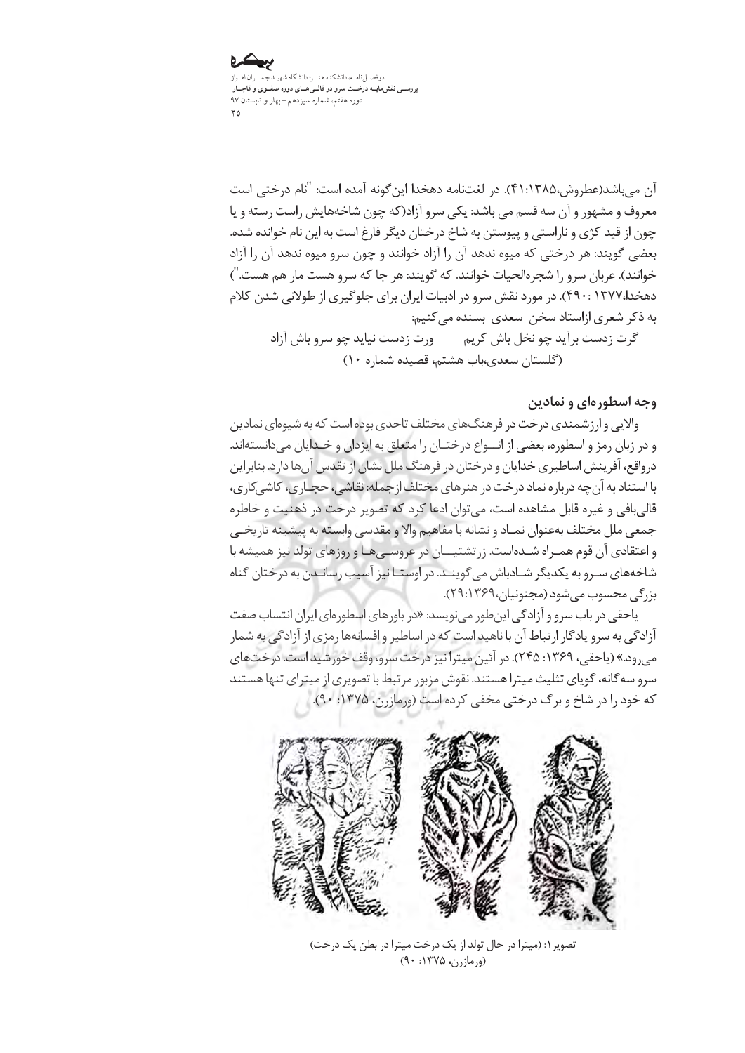آن می‌باشد(عطروش،۱۳۸۵:۴۱). در لغت‌نامه دهخدا این‌گونه آمده است: "نام درختی است معروف و مشهور و آن سه قسم می باشد: یکی سرو آزاد(که چون شاخه‌هایش راست رسته و یا چون از قید کژی و ناراستی و پیوستن به شاخ درختان دیگر فارغ است به این نام خوانده شده. بعضی گویند: هر درختی که میوه ندهد آن را آزاد خوانند و چون سرو میوه ندهد آن را آزاد خوانند). عربان سرو را شجره‌الحیات خوانند. که گویند: هر جا که سرو هست مار هم هست.") دهخدا،۱۳۷۷ :۴۹۰). در مورد نقش سرو در ادبیات ایران برای جلوگیری از طولانی شدن کلام به ذکر شعری ازاستاد سخن سعدی بسنده می‌کنیم:

گرت زدست برآید چو نخل باش کریم      ورت زدست نیاید چو سرو باش آزاد

(گلستان سعدی،باب هشتم، قصیده شماره ۱۰)

### وجه اسطوره‌ای و نمادین

والایی و ارزشمندی درخت در فرهنگ‌های مختلف تاحدی بوده است که به شیوه‌ای نمادین و در زبان رمز و اسطوره، بعضی از انـواع درختـان را متعلق به ایزدان و خـدایان می‌دانسته‌اند. درواقع، آفرینش اساطیری خدایان و درختان در فرهنگ ملل نشان از تقدس آن‌ها دارد. بنابراین با استناد به آن‌چه درباره نماد درخت در هنرهای مختلف ازجمله: نقاشی، حجـاری، کاشی‌کاری، قالی‌بافی و غیره قابل مشاهده است، می‌توان ادعا کرد که تصویر درخت در ذهنیت و خاطره جمعی ملل مختلف به‌عنوان نمـاد و نشانه با مفاهیم والا و مقدسی وابسته به پیشینه تاریخـی و اعتقادی آن قوم همـراه شـده‌است. زرتشتیـــان در عروسـی‌هـا و روزهای تولد نیز همیشه با شاخه‌های سـرو به یکدیگر شـادباش می‌گوینـد. در اوسـتا نیز آسیب رسانـدن به درختان گناه بزرگی محسوب می‌شود (مجنونیان،۱۳۶۹:۲۹).

یاحقی در باب سرو و آزادگی این‌طور می‌نویسد: «در باورهای اسطوره‌ای ایران انتساب صفت آزادگی به سرو یادگار ارتباط آن با ناهید است که در اساطیر و افسانه‌ها رمزی از آزادگی به شمار می‌رود.» (یاحقی، ۱۳۶۹: ۲۴۵). در آئین میترا نیز درخت سرو، وقف خورشید است. درخت‌های سرو سه‌گانه، گویای تثلیث میترا هستند. نقوش مزبور مرتبط با تصویری از میترای تنها هستند که خود را در شاخ و برگ درختی مخفی کرده است (ورمازرن، ۱۳۷۵: ۹۰).

تصویر ۱: (میترا در حال تولد از یک درخت میترا در بطن یک درخت)
(ورمازرن، ۱۳۷۵: ۹۰)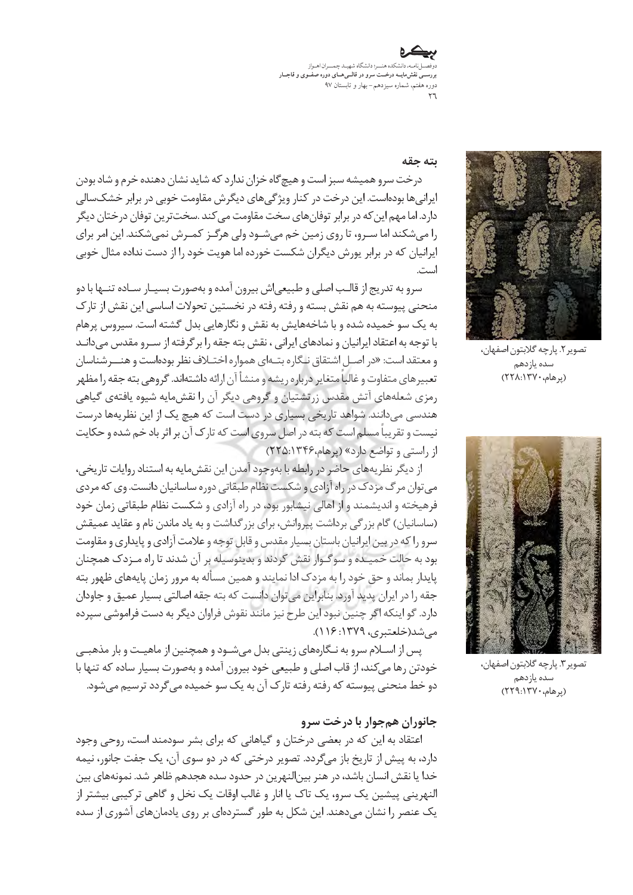## بته جقه

درخت سرو همیشه سبز است و هیچ‌گاه خزان ندارد که شاید نشان دهنده خرم و شاد بودن ایرانی‌ها بوده‌است. این درخت در کنار ویژگی‌های دیگرش مقاومت خوبی در برابر خشک‌سالی دارد. اما مهم این‌که در برابر توفان‌های سخت مقاومت می‌کند. سخت‌ترین توفان درختان دیگر را می‌شکنند اما سـرو، تا روی زمین خم می‌شـود ولی هرگـز کمـرش نمی‌شکند. این امر برای ایرانیان که در برابر یورش دیگران شکست خورده اما هویت خود را از دست نداده مثال خوبی است.

سرو به تدریج از قالـب اصلی و طبیعی‌اش بیرون آمده و به‌صورت بسیـار سـاده تنـها با دو منحنی پیوسته به هم نقش بسته و رفته رفته در نخستین تحولات اساسی این نقش از تارک به یک سو خمیده شده و با شاخه‌هایش به نقش و نگارهایی بدل گشته است. سیروس پرهام با توجه به اعتقاد ایرانیان و نمادهای ایرانی ، نقش بته جقه را برگرفته از سـرو مقدس می‌دانـد و معتقد است: «در اصـل اشتقاق نـگاره بتـه‌ای همواره اختـلاف نظر بوده‌است و هنـرشناسان تعبیرهای متفاوت و غالباً متغایر درباره ریشه و منشأ آن ارائه داشته‌اند. گروهی بته جقه را مظهر رمزی شعله‌های آتش مقدس زرتشتیان و گروهی دیگر آن را نقش‌مایه شیوه یافته‌ی گیاهی هندسی می‌دانند. شواهد تاریخی بسیاری در دست است که هیچ یک از این نظریه‌ها درست نیست و تقریباً مسلم است که بته در اصل سروی است که تارک آن بر اثر باد خم شده و حکایت از راستی و تواضع دارد» (پرهام،۱۳۴۶:۲۲۵)

از دیگر نظریه‌های حاضر در رابطه با به‌وجود آمدن این نقش‌مایه به استناد روایات تاریخی، می‌توان مرگ مزدک در راه آزادی و شکست نظام طبقاتی دوره ساسانیان دانست. وی که مردی فرهیخته و اندیشمند و از اهالی نیشابور بود، در راه آزادی و شکست نظام طبقاتی زمان خود (ساسانیان) گام بزرگی برداشت پیروانش، برای بزرگداشت و به یاد ماندن نام و عقاید عمیقش سرو را که در بین ایرانیان باستان بسیار مقدس و قابل توجه و علامت آزادی و پایداری و مقاومت بود به حالت خمیـده و سوگـوار نقش کردند و بدینوسیله بر آن شدند تا راه مـزدک همچنان پایدار بماند و حق خود را به مزدک ادا نمایند و همین مسأله به مرور زمان پایه‌های ظهور بته جقه را در ایران پدید آورد. بنابراین می‌توان دانست که بته جقه اصالتی بسیار عمیق و جاودان دارد. گو اینکه اگر چنین نبود این طرح نیز مانند نقوش فراوان دیگر به دست فراموشی سپرده می‌شد(خلعتبری، ۱۳۷۹: ۱۱۶).

پس از اسـلام سرو به نـگاره‌های زینتی بدل می‌شـود و همچنین از ماهیـت و بار مذهبـی خودتن رها می‌کند، از قاب اصلی و طبیعی خود بیرون آمده و به‌صورت بسیار ساده که تنها با دو خط منحنی پیوسته که رفته رفته تارک آن به یک سو خمیده می‌گردد ترسیم می‌شود.

تصویر۲. پارچه گلابتون اصفهان، سده یازدهم (پرهام،۱۳۷۰:۲۲۸)

تصویر۳. پارچه گلابتون اصفهان، سده یازدهم (پرهام،۱۳۷۰:۲۲۹)

## جانوران همجوار با درخت سرو

اعتقاد به این که در بعضی درختان و گیاهانی که برای بشر سودمند است، روحی وجود دارد، به پیش از تاریخ باز می‌گردد. تصویر درختی که در دو سوی آن، یک جفت جانور، نیمه خدا یا نقش انسان باشد، در هنر بین‌النهرین در حدود سده هجدهم ظاهر شد. نمونه‌های بین النهرینی پیشین یک سرو، یک تاک یا انار و غالب اوقات یک نخل و گاهی ترکیبی بیشتر از یک عنصر را نشان می‌دهند. این شکل به طور گسترده‌ای بر روی یادمان‌های آشوری از سده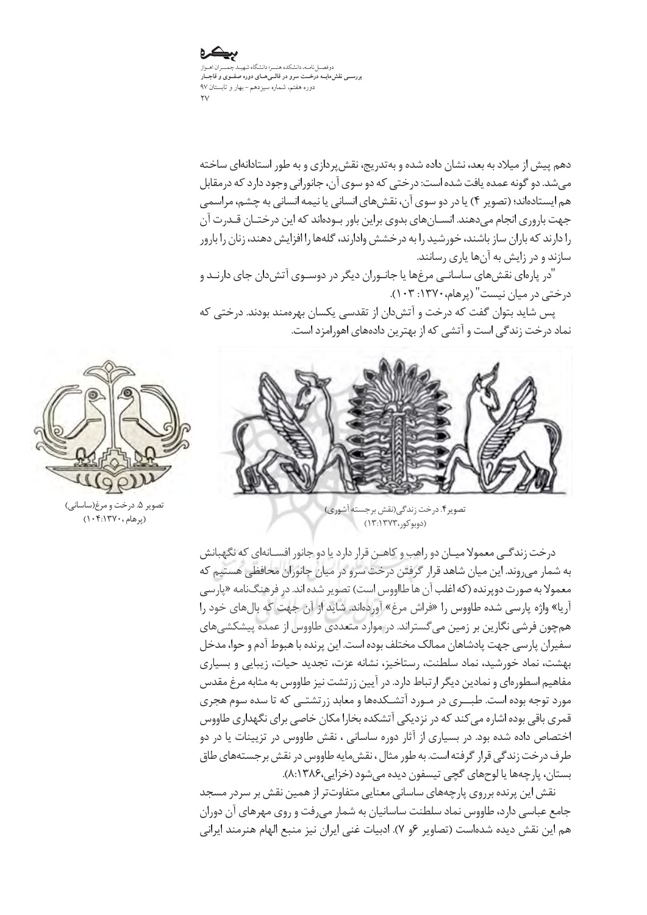دهم پیش از میلاد به بعد، نشان داده شده و به‌تدریج، نقش‌پردازی و به طور استادانه‌ای ساخته می‌شد. دو گونه عمده یافت شده است: درختی که دو سوی آن، جانورانی وجود دارد که درمقابل هم ایستاده‌اند؛ (تصویر ۴) یا در دو سوی آن، نقش‌های انسانی یا نیمه انسانی به چشم، مراسمی جهت باروری انجام می‌دهند. انسان‌های بدوی براین باور بوده‌اند که این درختان قدرت آن را دارند که باران ساز باشند، خورشید را به درخشش وادارند، گله‌ها را افزایش دهند، زنان را بارور سازند و در زایش به آن‌ها یاری رسانند.

"در پاره‌ای نقش‌های ساسانی مرغ‌ها یا جانوران دیگر در دوسوی آتش‌دان جای دارند و درختی در میان نیست" (پرهام،۱۳۷۰: ۱۰۳).

پس شاید بتوان گفت که درخت و آتش‌دان از تقدسی یکسان بهره‌مند بودند. درختی که نماد درخت زندگی است و آتشی که از بهترین داده‌های اهورامزد است.

تصویر ۴. درخت زندگی(نقش برجسته آشوری)
(دوبوکور،۱۳۷۳:۱۳)

تصویر ۵. درخت و مرغ(ساسانی)
(پرهام ،۱۰۴:۱۳۷۰)

درخت زندگی معمولا میان دو راهب و کاهن قرار دارد یا دو جانور افسانه‌ای که نگهبانش به شمار می‌روند. این میان شاهد قرار گرفتن درخت سرو در میان جانوران محافظی هستیم که معمولا به صورت دوپرنده (که اغلب آن ها طاووس است) تصویر شده اند. در فرهنگ‌نامه «پارسی آریا» واژه پارسی شده طاووس را «فراش مرغ» آورده‌اند. شاید از آن جهت که بال‌های خود را همچون فرشی نگارین بر زمین می‌گستراند. در موارد متعددی طاووس از عمده پیشکشی‌های سفیران پارسی جهت پادشاهان ممالک مختلف بوده است. این پرنده با هبوط آدم و حوا، مدخل بهشت، نماد خورشید، نماد سلطنت، رستاخیز، نشانه عزت، تجدید حیات، زیبایی و بسیاری مفاهیم اسطوره‌ای و نمادین دیگر ارتباط دارد. در آیین زرتشت نیز طاووس به مثابه مرغ مقدس مورد توجه بوده است. طبری در مورد آتشکده‌ها و معابد زرتشتی که تا سده سوم هجری قمری باقی بوده اشاره می‌کند که در نزدیکی آتشکده بخارا مکان خاصی برای نگهداری طاووس اختصاص داده شده بود. در بسیاری از آثار دوره ساسانی ، نقش طاووس در تزیینات یا در دو طرف درخت زندگی قرار گرفته است. به طور مثال ، نقش‌مایه طاووس در نقش برجسته‌های طاق بستان، پارچه‌ها یا لوح‌های گچی تیسفون دیده می‌شود (خزایی،۱۳۸۶:۸).

نقش این پرنده برروی پارچه‌های ساسانی معنایی متفاوت‌تر از همین نقش بر سردر مسجد جامع عباسی دارد، طاووس نماد سلطنت ساسانیان به شمار می‌رفت و روی مهرهای آن دوران هم این نقش دیده شده‌است (تصاویر ۶و ۷). ادبیات غنی ایران نیز منبع الهام هنرمند ایرانی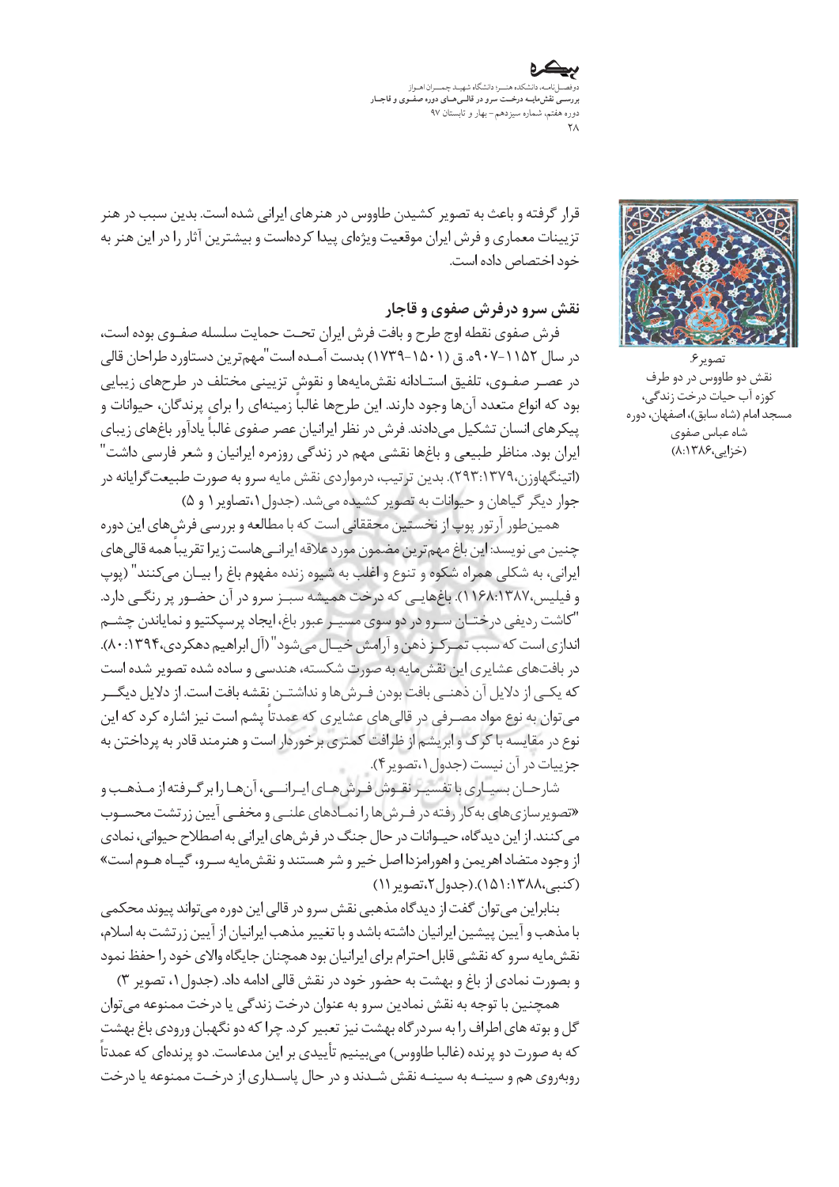قرار گرفته و باعث به تصویر کشیدن طاووس در هنرهای ایرانی شده است. بدین سبب در هنر تزیینات معماری و فرش ایران موقعیت ویژه‌ای پیدا کرده‌است و بیشترین آثار را در این هنر به خود اختصاص داده است.

تصویر۶.
نقش دو طاووس در دو طرف کوزه آب حیات درخت زندگی، مسجد امام (شاه سابق)، اصفهان، دوره شاه عباس صفوی
(خزایی،۱۳۸۶:۸)

## نقش سرو درفرش صفوی و قاجار

فرش صفوی نقطه اوج طرح و بافت فرش ایران تحت حمایت سلسله صفوی بوده است، در سال ۱۱۵۲-۹۰۷هـ. ق (۱۵۰۱-۱۷۳۹) بدست آمده است "مهم‌ترین دستاورد طراحان قالی در عصر صفوی، تلفیق استادانه نقش‌مایه‌ها و نقوش تزیینی مختلف در طرح‌های زیبایی بود که انواع متعدد آن‌ها وجود دارند. این طرح‌ها غالباً زمینه‌ای را برای پرندگان، حیوانات و پیکرهای انسان تشکیل می‌دادند. فرش در نظر ایرانیان عصر صفوی غالباً یادآور باغ‌های زیبای ایران بود. مناظر طبیعی و باغ‌ها نقشی مهم در زندگی روزمره ایرانیان و شعر فارسی داشت" (اتینگهاوزن،۱۳۷۹:۲۹۳). بدین ترتیب، درمواردی نقش مایه سرو به صورت طبیعت‌گرایانه در جوار دیگر گیاهان و حیوانات به تصویر کشیده می‌شد. (جدول۱،تصاویر۱ و ۵)

همین‌طور آرتور پوپ از نخستین محققانی است که با مطالعه و بررسی فرش‌های این دوره چنین می نویسد: این باغ مهم‌ترین مضمون مورد علاقه ایرانی‌هاست زیرا تقریباً همه قالی‌های ایرانی، به شکلی همراه شکوه و تنوع و اغلب به شیوه زنده مفهوم باغ را بیان می‌کنند" (پوپ و فیلیس،۱۳۸۷:۱۱۶۸). باغ‌هایی که درخت همیشه سبز سرو در آن حضور پر رنگی دارد. "کاشت ردیفی درختان سرو در دو سوی مسیر عبور باغ، ایجاد پرسپکتیو و نمایاندن چشم اندازی است که سبب تمرکز ذهن و آرامش خیال می‌شود" (آل ابراهیم دهکردی،۱۳۹۴:۸۰). در بافت‌های عشایری این نقش‌مایه به صورت شکسته، هندسی و ساده شده تصویر شده است که یکی از دلایل آن ذهنی بافت بودن فرش‌ها و نداشتن نقشه بافت است. از دلایل دیگر می‌توان به نوع مواد مصرفی در قالی‌های عشایری که عمدتاً پشم است نیز اشاره کرد که این نوع در مقایسه با کرک و ابریشم از ظرافت کمتری برخوردار است و هنرمند قادر به پرداختن به جزییات در آن نیست (جدول۱،تصویر۴).

شارحان بسیاری با تفسیر نقوش فرش‌های ایرانی، آن‌ها را برگرفته از مذهب و «تصویرسازی‌های به‌کار رفته در فرش‌ها را نمادهای علنی و مخفی آیین زرتشت محسوب می‌کنند. از این دیدگاه، حیوانات در حال جنگ در فرش‌های ایرانی به اصطلاح حیوانی، نمادی از وجود متضاد اهریمن و اهورامزدا اصل خیر و شر هستند و نقش‌مایه سرو، گیاه هوم است» (کنبی،۱۳۸۸:۱۵۱).(جدول۲،تصویر۱۱)

بنابراین می‌توان گفت از دیدگاه مذهبی نقش سرو در قالی این دوره می‌تواند پیوند محکمی با مذهب و آیین پیشین ایرانیان داشته باشد و با تغییر مذهب ایرانیان از آیین زرتشت به اسلام، نقش‌مایه سرو که نقشی قابل احترام برای ایرانیان بود همچنان جایگاه والای خود را حفظ نمود و بصورت نمادی از باغ و بهشت به حضور خود در نقش قالی ادامه داد. (جدول۱، تصویر ۳)

همچنین با توجه به نقش نمادین سرو به عنوان درخت زندگی یا درخت ممنوعه می‌توان گل و بوته های اطراف را به سردرگاه بهشت نیز تعبیر کرد. چرا که دو نگهبان ورودی باغ بهشت که به صورت دو پرنده (غالبا طاووس) می‌بینیم تأییدی بر این مدعاست. دو پرنده‌ای که عمدتاً روبه‌روی هم و سینه به سینه نقش شدند و در حال پاسداری از درخت ممنوعه یا درخت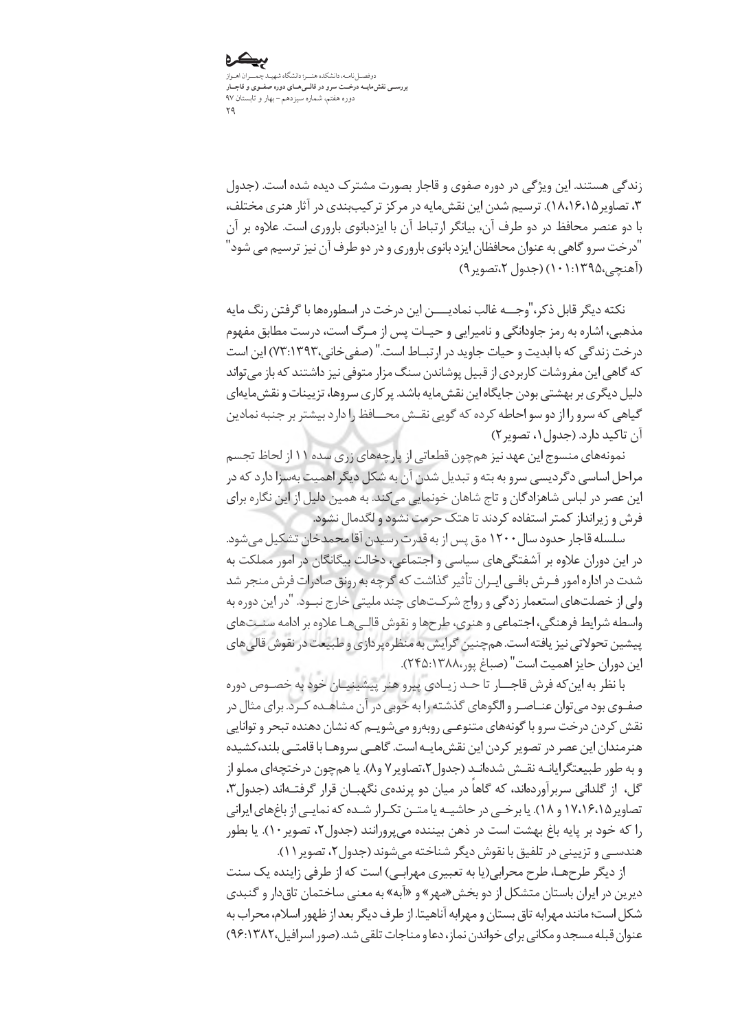زندگی هستند. این ویژگی در دوره صفوی و قاجار بصورت مشترک دیده شده است. (جدول ۳، تصاویر۱۵،۱۶،۱۸). ترسیم شدن این نقش‌مایه در مرکز ترکیب‌بندی در آثار هنری مختلف، با دو عنصر محافظ در دو طرف آن، بیانگر ارتباط آن با ایزدبانوی باروری است. علاوه بر آن "درخت سرو گاهی به عنوان محافظان ایزد بانوی باروری و در دو طرف آن نیز ترسیم می شود" (آهنچی،۱۳۹۵:۱۰۱) (جدول ۲،تصویر۹)

نکته دیگر قابل ذکر،"وجـــه غالب نمادیــــن این درخت در اسطوره‌ها با گرفتن رنگ مایه مذهبی، اشاره به رمز جاودانگی و نامیرایی و حیـات پس از مـرگ است، درست مطابق مفهوم درخت زندگی که با ابدیت و حیات جاوید در ارتبـاط است." (صفی‌خانی،۱۳۹۳:۷۳) این است که گاهی این مفروشات کاربردی از قبیل پوشاندن سنگ مزار متوفی نیز داشتند که باز می‌تواند دلیل دیگری بر بهشتی بودن جایگاه این نقش‌مایه باشد. پرکاری سروها، تزیینات و نقش‌مایه‌ای گیاهی که سرو را از دو سو احاطه کرده که گویی نقـش محــافظ را دارد بیشتر بر جنبه نمادین آن تاکید دارد. (جدول۱، تصویر۲)

نمونه‌های منسوج این عهد نیز هم‌چون قطعاتی از پارچه‌های زری سده ۱۱ از لحاظ تجسم مراحل اساسی دگردیسی سرو به بته و تبدیل شدن آن به شکل دیگر اهمیت به‌سزا دارد که در این عصر در لباس شاهزادگان و تاج شاهان خونمایی می‌کند. به همین دلیل از این نگاره برای فرش و زیرانداز کمتر استفاده کردند تا هتک حرمت نشود و لگدمال نشود.

سلسله قاجار حدود سال ۱۲۰۰ ه.ق پس از به قدرت رسیدن آقا محمدخان تشکیل می‌شود. در این دوران علاوه بر آشفتگی‌های سیاسی و اجتماعی، دخالت بیگانگان در امور مملکت به شدت در اداره امور فـرش بافـی ایـران تأثیر گذاشت که گرچه به رونق صادرات فرش منجر شد ولی از خصلت‌های استعمار زدگی و رواج شرکـت‌های چند ملیتی خارج نبـود. "در این دوره به واسطه شرایط فرهنگی، اجتماعی و هنری، طرح‌ها و نقوش قالـی‌هـا علاوه بر ادامه سنـت‌های پیشین تحولاتی نیز یافته است. هم‌چنین گرایش به منظره‌پردازی و طبیعت در نقوش قالی‌های این دوران حایز اهمیت است" (صباغ پور،۱۳۸۸:۲۴۵).

با نظر به این‌که فرش قاجـــار تا حـد زیـادی پیرو هنر پیشینیــان خود به خصـوص دوره صفـوی بود می‌توان عنـاصـر و الگوهای گذشته را به خوبی در آن مشاهـده کـرد. برای مثال در نقش کردن درخت سرو با گونه‌های متنوعـی روبه‌رو می‌شویـم که نشان دهنده تبحر و توانایی هنرمندان این عصر در تصویر کردن این نقش‌مایـه است. گاهـی سروهـا با قامتـی بلند،کشیده و به طور طبیعت‌گرایانـه نقـش شده‌انـد (جدول۲،تصاویر۷ و۸). یا هم‌چون درختچه‌ای مملو از گل، از گلدانی سربرآورده‌اند، که گاهاً در میان دو پرنده‌ی نگهبـان قرار گرفتـه‌اند (جدول۳، تصاویر۱۵،۱۶،۱۷ و ۱۸). یا برخـی در حاشیــه یا متــن تکـرار شـده که نمایـی از باغ‌های ایرانی را که خود بر پایه باغ بهشت است در ذهن بیننده می‌پرورانند (جدول۲، تصویر۱۰). یا بطور هندسـی و تزیینی در تلفیق با نقوش دیگر شناخته می‌شوند (جدول۲، تصویر۱۱).

از دیگر طرح‌هـا، طرح محرابی(یا به تعبیری مهرابـی) است که از طرفی زاینده یک سنت دیرین در ایران باستان متشکل از دو بخش«مهر» و «آبه» به معنی ساختمان تاق‌دار و گنبدی شکل است؛ مانند مهرابه تاق بستان و مهرابه آناهیتا. از طرف دیگر بعد از ظهور اسلام، محراب به عنوان قبله مسجد و مکانی برای خواندن نماز، دعا و مناجات تلقی شد. (صور اسرافیل،۱۳۸۲:۹۶)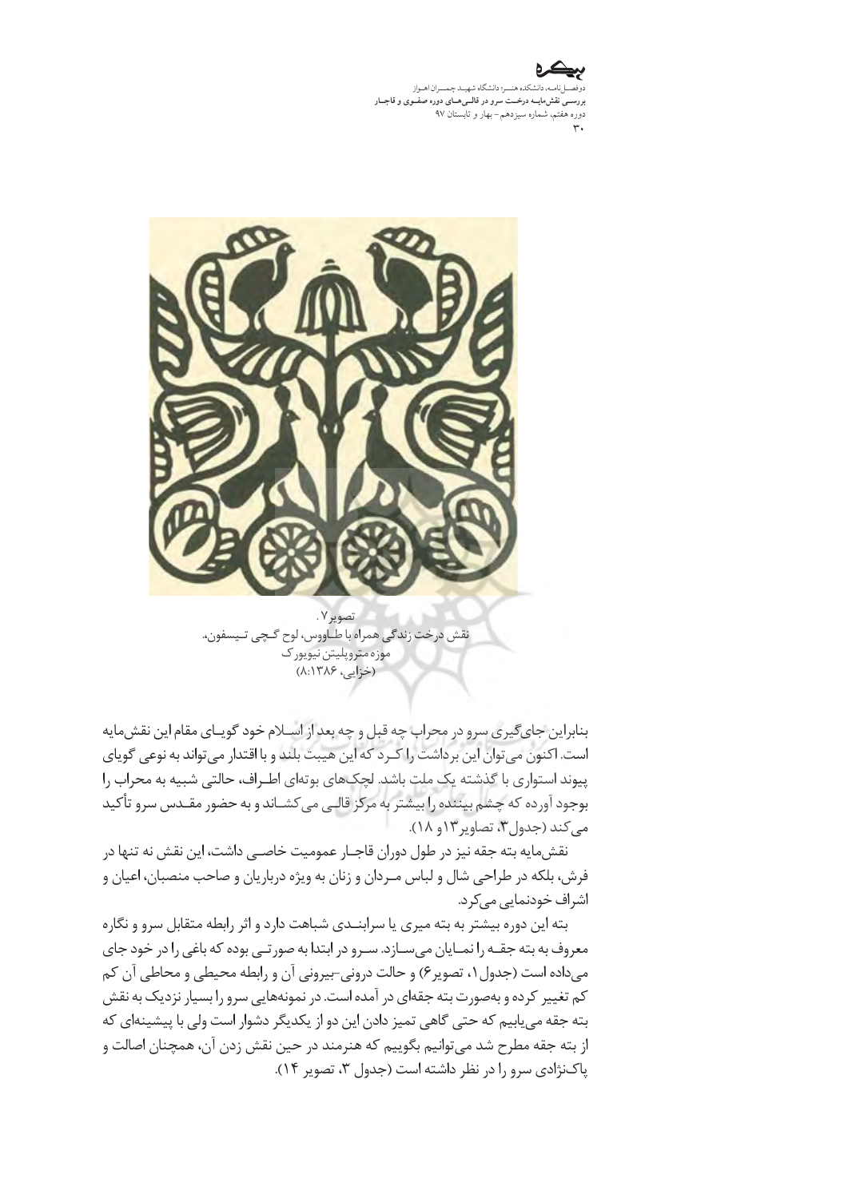تصویر ۷.
نقش درخت زندگی همراه با طـاووس، لوح گـچی تـیسفون،
موزه متروپلیتن نیویورک
(خزایی، ۸:۱۳۸۶)

بنابراین جای‌گیری سرو در محراب چه قبل و چه بعد از اسـلام خود گویـای مقام این نقش‌مایه است. اکنون می‌توان این برداشت را کـرد که این هیبت بلند و با اقتدار می‌تواند به نوعی گویای پیوند استواری با گذشته یک ملت باشد. لچک‌های بوته‌ای اطـراف، حالتی شبیه به محراب را بوجود آورده که چشم بیننده را بیشتر به مرکز قالـی می‌کشـاند و به حضور مقـدس سرو تأکید می‌کند (جدول ۳، تصاویر ۱۳ و ۱۸).

نقش‌مایه بته جقه نیز در طول دوران قاجـار عمومیت خاصـی داشت، این نقش نه تنها در فرش، بلکه در طراحی شال و لباس مـردان و زنان به ویژه درباریان و صاحب منصبان، اعیان و اشراف خودنمایی می‌کرد.

بته این دوره بیشتر به بته میری یا سرابنـدی شباهت دارد و اثر رابطه متقابل سرو و نگاره معروف به بته جقـه را نمـایان می‌سـازد. سـرو در ابتدا به صورتـی بوده که باغی را در خود جای می‌داده است (جدول ۱، تصویر ۶) و حالت درونی-بیرونی آن و رابطه محیطی و محاطی آن کم کم تغییر کرده و به‌صورت بته جقه‌ای در آمده است. در نمونه‌هایی سرو را بسیار نزدیک به نقش بته جقه می‌یابیم که حتی گاهی تمیز دادن این دو از یکدیگر دشوار است ولی با پیشینه‌ای که از بته جقه مطرح شد می‌توانیم بگوییم که هنرمند در حین نقش زدن آن، همچنان اصالت و پاک‌نژادی سرو را در نظر داشته است (جدول ۳، تصویر ۱۴).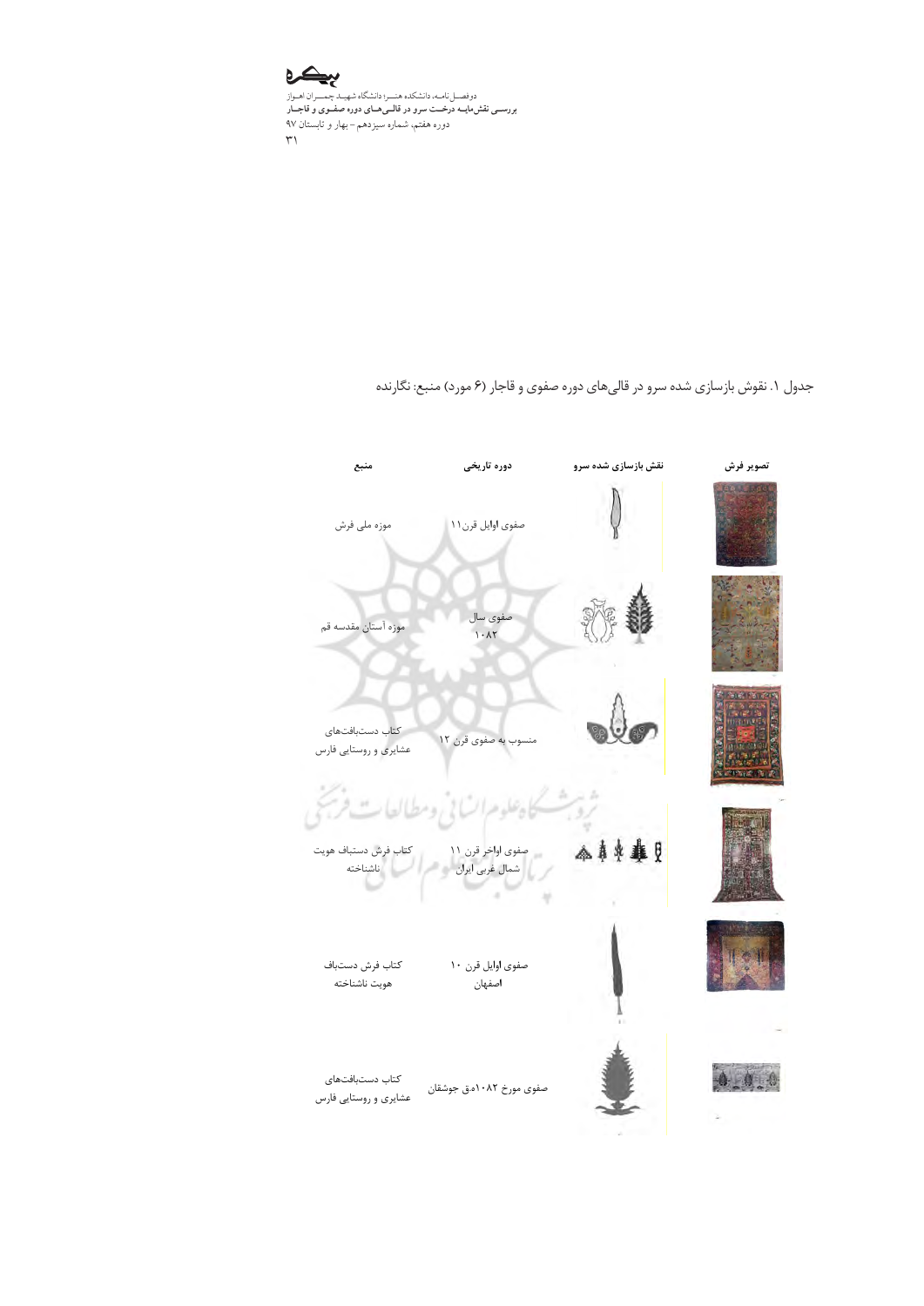جدول ۱. نقوش بازسازی شده سرو در قالی‌های دوره صفوی و قاجار (۶ مورد) منبع: نگارنده

| تصویر فرش | نقش بازسازی شده سرو | دوره تاریخی | منبع |
| --- | --- | --- | --- |
| | | صفوی اوایل قرن۱۱ | موزه ملی فرش |
| | | صفوی سال ۱۰۸۲ | موزه آستان مقدسه قم |
| | | منسوب به صفوی قرن ۱۲ | کتاب دست‌بافت‌های عشایری و روستایی فارس |
| | | صفوی اواخر قرن ۱۱ شمال غربی ایران | کتاب فرش دستباف هویت ناشناخته |
| | | صفوی اوایل قرن ۱۰ اصفهان | کتاب فرش دستباف هویت ناشناخته |
| | | صفوی مورخ ۱۰۸۲ه.ق جوشقان | کتاب دست‌بافت‌های عشایری و روستایی فارس |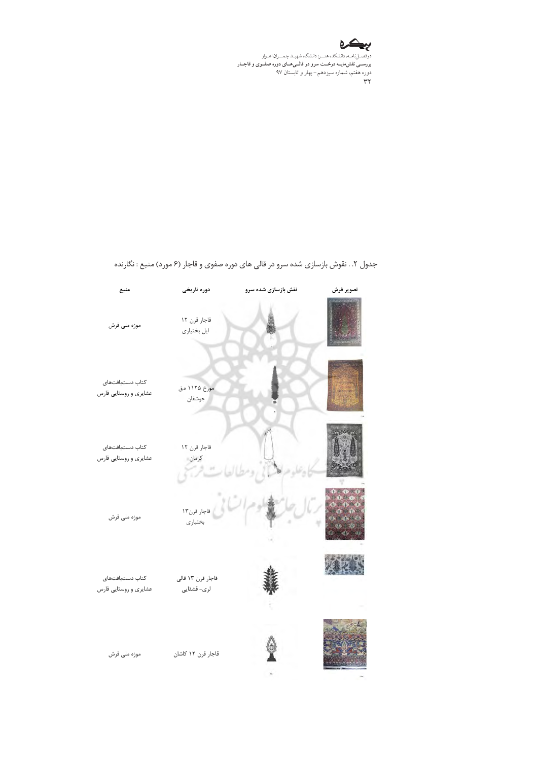جدول ۲. . نقوش بازسازی شده سرو در قالی های دوره صفوی و قاجار (۶ مورد) منبع : نگارنده

| تصویر فرش | نقش بازسازی شده سرو | دوره تاریخی | منبع |
| --- | --- | --- | --- |
| | | قاجار قرن ۱۲ ایل بختیاری | موزه ملی فرش |
| | | مورخ ۱۱۲۵ ه.ق جوشقان | کتاب دست‌بافت‌های عشایری و روستایی فارس |
| | | قاجار قرن ۱۲ کرمان | کتاب دست‌بافت‌های عشایری و روستایی فارس |
| | | قاجار قرن۱۳ بختیاری | موزه ملی فرش |
| | | قاجار قرن ۱۳ قالی لری- قشقایی | کتاب دست‌بافت‌های عشایری و روستایی فارس |
| | | قاجار قرن ۱۲ کاشان | موزه ملی فرش |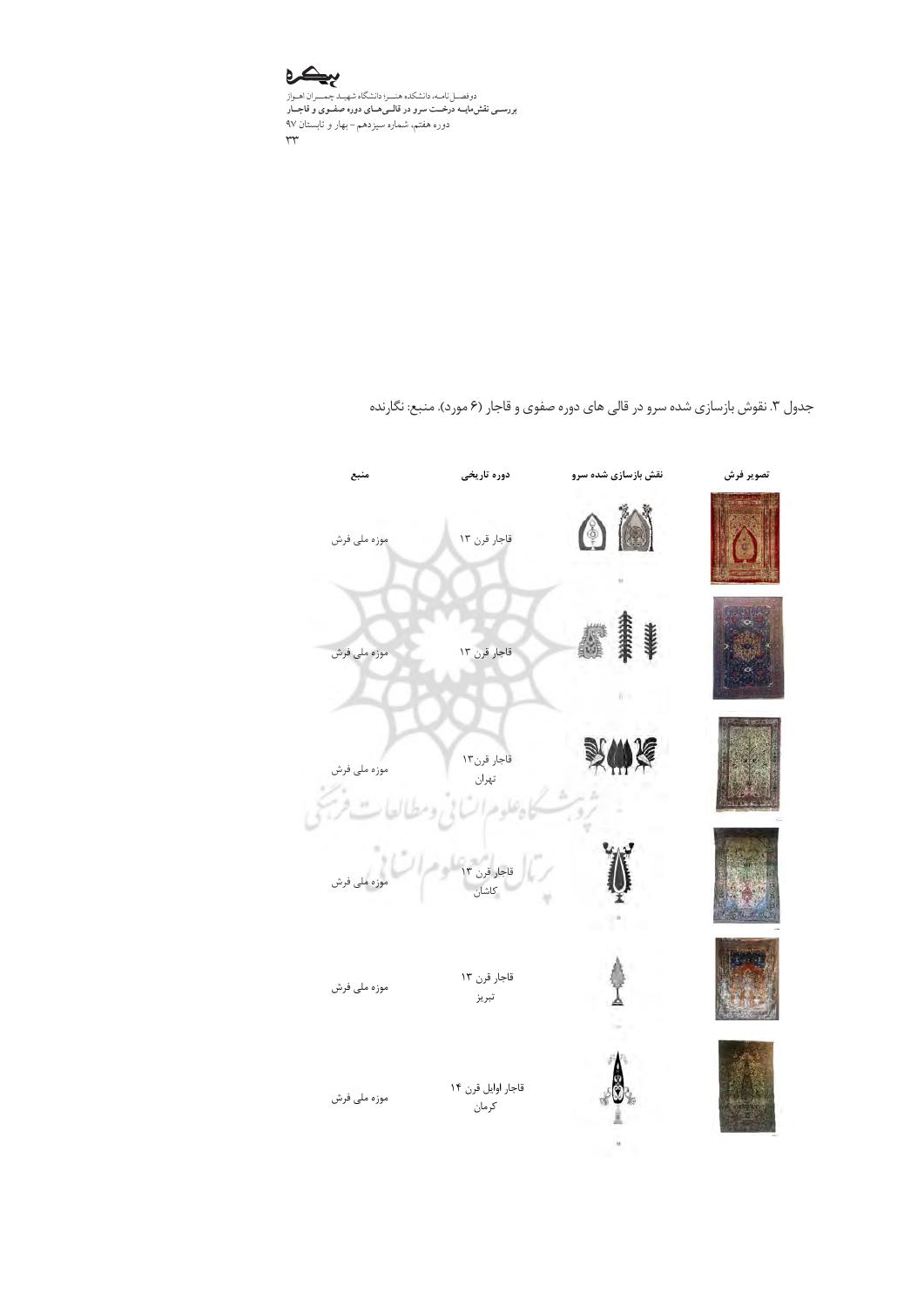جدول ۳. نقوش بازسازی شده سرو در قالی های دوره صفوی و قاجار (۶ مورد). منبع: نگارنده

| تصویر فرش | نقش بازسازی شده سرو | دوره تاریخی | منبع |
| --- | --- | --- | --- |
| | | قاجار قرن ۱۳ | موزه ملی فرش |
| | | قاجار قرن ۱۳ | موزه ملی فرش |
| | | قاجار قرن۱۳ تهران | موزه ملی فرش |
| | | قاجار قرن ۱۳ کاشان | موزه ملی فرش |
| | | قاجار قرن ۱۳ تبریز | موزه ملی فرش |
| | | قاجار اوایل قرن ۱۴ کرمان | موزه ملی فرش |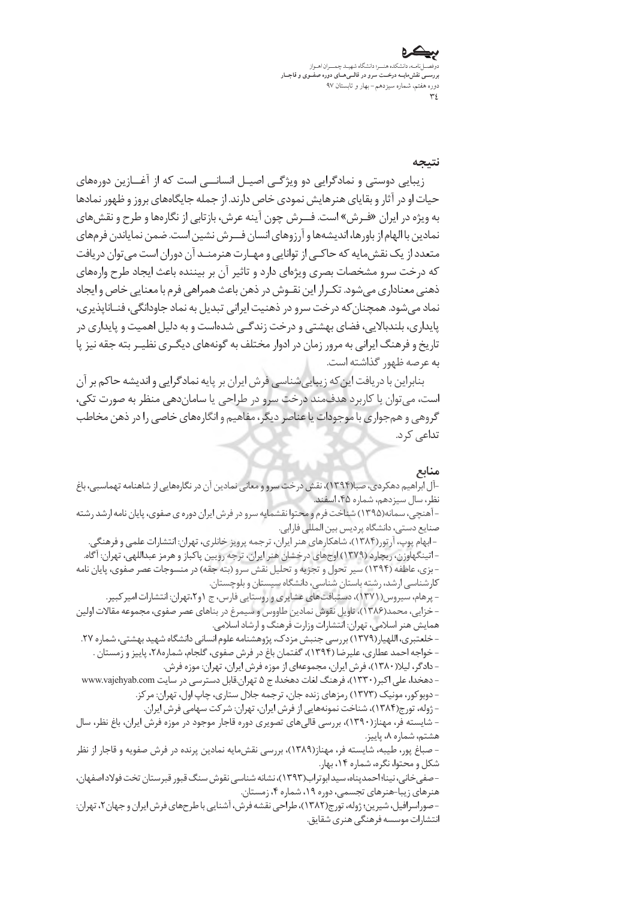## نتیجه

زیبایی دوستی و نمادگرایی دو ویژگی اصیل انسانی است که از آغازین دوره‌های حیات او در آثار و بقایای هنرهایش نمودی خاص دارند. از جمله جایگاه‌های بروز و ظهور نمادها به ویژه در ایران «فرش» است. فرش چون آینه عرش، بازتابی از نگاره‌ها و طرح و نقش‌های نمادین با الهام از باورها، اندیشه‌ها و آرزوهای انسان فرش نشین است. ضمن نمایاندن فرم‌های متعدد از یک نقش‌مایه که حاکی از توانایی و مهارت هنرمند آن دوران است می‌توان دریافت که درخت سرو مشخصات بصری ویژه‌ای دارد و تاثیر آن بر بیننده باعث ایجاد طرح واره‌های ذهنی معناداری می‌شود. تکرار این نقوش در ذهن باعث همراهی فرم با معنایی خاص و ایجاد نماد می‌شود. همچنان‌که درخت سرو در ذهنیت ایرانی تبدیل به نماد جاودانگی، فناناپذیری، پایداری، بلندبالایی، فضای بهشتی و درخت زندگی شده‌است و به دلیل اهمیت و پایداری در تاریخ و فرهنگ ایرانی به مرور زمان در ادوار مختلف به گونه‌های دیگری نظیر بته جقه نیز پا به عرصه ظهور گذاشته است.

بنابراین با دریافت این‌که زیبایی‌شناسی فرش ایران بر پایه نمادگرایی و اندیشه حاکم بر آن است، می‌توان با کاربرد هدف‌مند درخت سرو در طراحی یا سازمان‌دهی منظر به صورت تکی، گروهی و هم‌جواری با موجودات یا عناصر دیگر، مفاهیم و انگاره‌های خاصی را در ذهن مخاطب تداعی کرد.

## منابع

- آل ابراهیم دهکردی، صبا(۱۳۹۴)، نقش درخت سرو و معانی نمادین آن در نگاره‌هایی از شاهنامه تهماسبی، باغ نظر، سال سیزدهم، شماره ۴۵، اسفند.
- آهنچی، سمانه(۱۳۹۵) شناخت فرم و محتوا نقشمایه سرو در فرش ایران دوره ی صفوی، پایان نامه ارشد رشته صنایع دستی، دانشگاه پردیس بین المللی فارابی.
- ابهام پوپ، آرتور(۱۳۸۴)، شاهکارهای هنر ایران، ترجمه پرویز خانلری، تهران: انتشارات علمی و فرهنگی.
- اتینگهاوزن، ریچارد (۱۳۷۹) اوج‌های درخشان هنر ایران، ترجه روبین پاکباز و هرمز عبداللهی، تهران: آگاه.
- بزی، عاطفه (۱۳۹۴) سیر تحول و تجزیه و تحلیل نقش سرو (بته جقه) در منسوجات عصر صفوی، پایان نامه کارشناسی ارشد، رشته باستان شناسی، دانشگاه سیستان و بلوچستان.
- پرهام، سیروس(۱۳۷۱)، دستبافت‌های عشایری و روستایی فارس، ج ۱و۲،تهران: انتشارات امیرکبیر.
- خزایی، محمد(۱۳۸۶)، تاویل نقوش نمادین طاووس و سیمرغ در بناهای عصر صفوی، مجموعه مقالات اولین همایش هنر اسلامی، تهران: انتشارات وزارت فرهنگ و ارشاد اسلامی.
- خلعتبری، اللهیار(۱۳۷۹) بررسی جنبش مزدک، پژوهشنامه علوم انسانی دانشگاه شهید بهشتی، شماره ۲۷.
- خواجه احمد عطاری، علیرضا (۱۳۹۴)، گفتمان باغ در فرش صفوی، گلجام، شماره۲۸، پاییز و زمستان .
- دادگر، لیلا(۱۳۸۰)، فرش ایران، مجموعه‌ای از موزه فرش ایران، تهران: موزه فرش.
- دهخدا، علی اکبر(۱۳۳۰)، فرهنگ لغات دهخدا، ج ۵ تهران.قابل دسترسی در سایت www.vajehyab.com
- دوبوکور، مونیک (۱۳۷۳) رمزهای زنده جان، ترجمه جلال ستاری، چاپ اول، تهران: مرکز.
- ژوله، تورج(۱۳۸۴)، شناخت نمونه‌هایی از فرش ایران، تهران: شرکت سهامی فرش ایران.
- شایسته فر، مهناز(۱۳۹۰)، بررسی قالی‌های تصویری دوره قاجار موجود در موزه فرش ایران، باغ نظر، سال هشتم، شماره ۸، پاییز.
- صباغ پور، طیبه، شایسته فر، مهناز(۱۳۸۹)، بررسی نقش‌مایه نمادین پرنده در فرش صفویه و قاجار از نظر شکل و محتوا، نگره، شماره ۱۴، بهار.
- صفی‌خانی، نینا؛ احمدپناه، سید ابوتراب(۱۳۹۳)، نشانه شناسی نقوش سنگ قبور قبرستان تخت فولاد اصفهان، هنرهای زیبا-هنرهای تجسمی، دوره ۱۹، شماره ۴، زمستان.
- صوراسرافیل، شیرین؛ ژوله، تورج(۱۳۸۲)، طراحی نقشه فرش، آشنایی با طرح‌های فرش ایران و جهان۲، تهران: انتشارات موسسه فرهنگی هنری شقایق.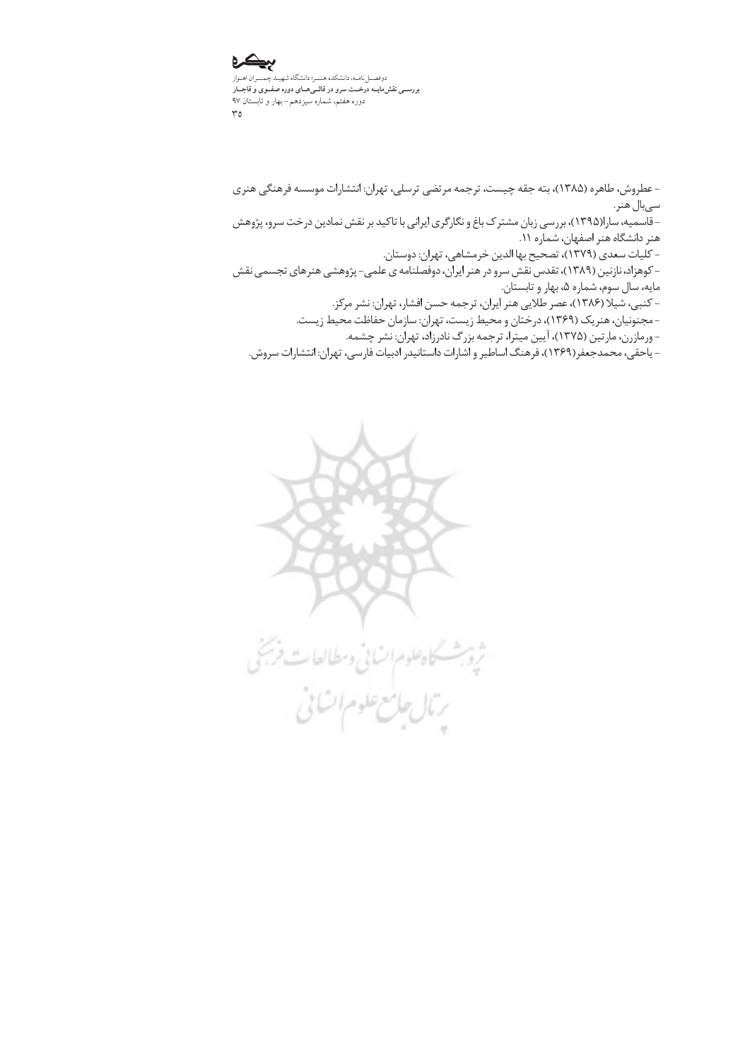- عطروش، طاهره (۱۳۸۵)، بته جقه چیست، ترجمه مرتضی ترسلی، تهران: انتشارات موسسه فرهنگی هنری سی‌بال هنر.

- قاسمیه، سارا(۱۳۹۵)، بررسی زبان مشترک باغ و نگارگری ایرانی با تاکید بر نقش نمادین درخت سرو، پژوهش هنر دانشگاه هنر اصفهان، شماره ۱۱.

- کلیات سعدی (۱۳۷۹)، تصحیح بها الدین خرمشاهی، تهران: دوستان.

- کوهزاد، نازنین (۱۳۸۹)، تقدس نقش سرو در هنر ایران، دوفصلنامه ی علمی- پژوهشی هنرهای تجسمی نقش مایه، سال سوم، شماره ۵، بهار و تابستان.

- کنبی، شیلا (۱۳۸۶)، عصر طلایی هنر ایران، ترجمه حسن افشار، تهران: نشر مرکز.

- مجنونیان، هنریک (۱۳۶۹)، درختان و محیط زیست، تهران: سازمان حفاظت محیط زیست.

- ورمازرن، مارتین (۱۳۷۵)، آیین میترا، ترجمه بزرگ نادرزاد، تهران: نشر چشمه.

- یاحقی، محمدجعفر(۱۳۶۹)، فرهنگ اساطیر و اشارات داستانیدر ادبیات فارسی، تهران: انتشارات سروش.